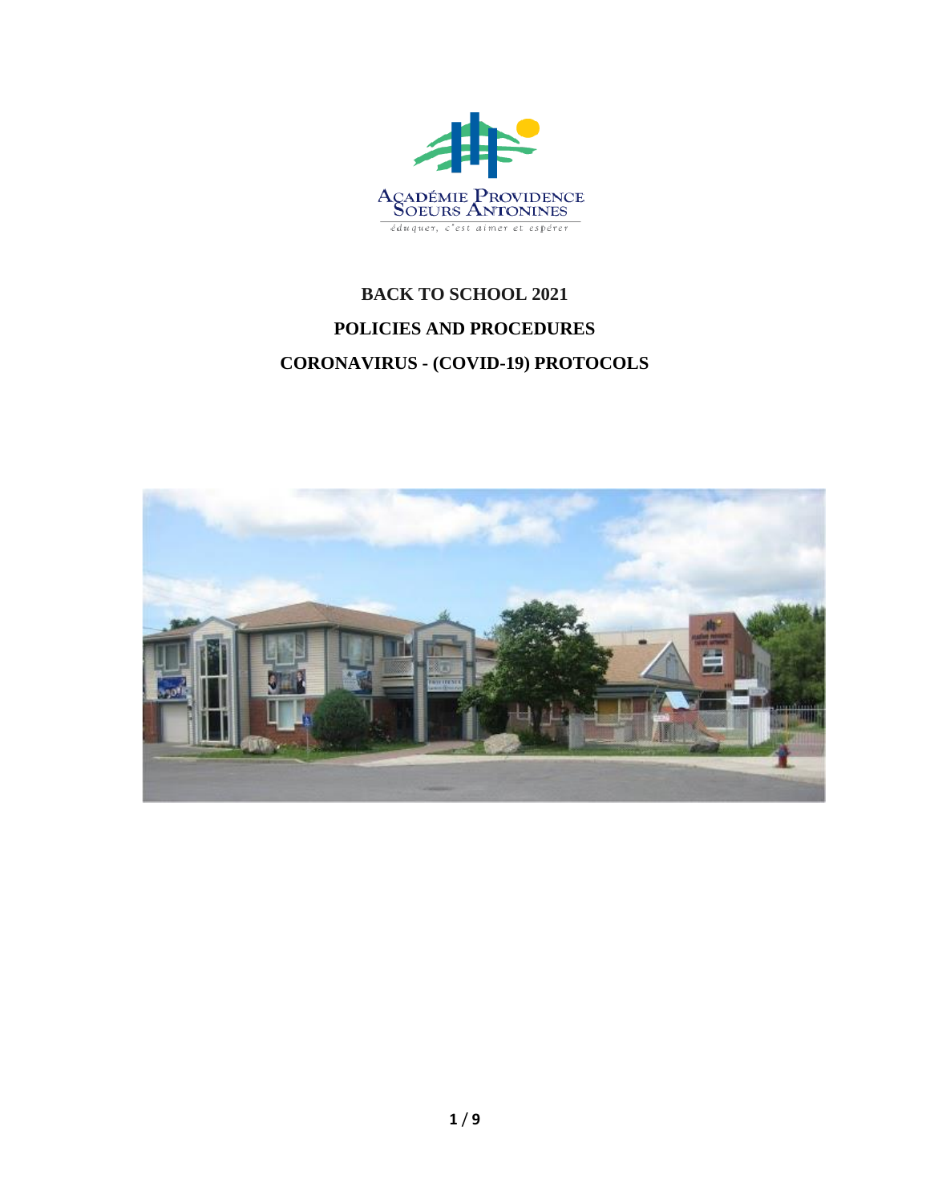Académie Providence
Soeurs Antonines

*éduquer, c'est aimer et espérer*

# BACK TO SCHOOL 2021

# POLICIES AND PROCEDURES

# CORONAVIRUS - (COVID-19) PROTOCOLS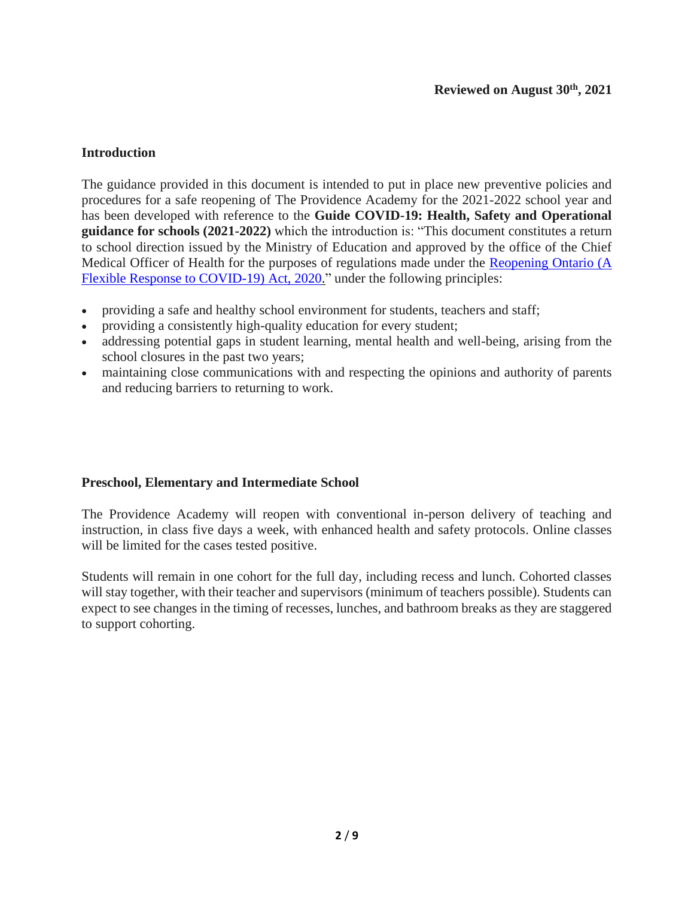**Reviewed on August 30th, 2021**

## Introduction

The guidance provided in this document is intended to put in place new preventive policies and procedures for a safe reopening of The Providence Academy for the 2021-2022 school year and has been developed with reference to the **Guide COVID-19: Health, Safety and Operational guidance for schools (2021-2022)** which the introduction is: "This document constitutes a return to school direction issued by the Ministry of Education and approved by the office of the Chief Medical Officer of Health for the purposes of regulations made under the Reopening Ontario (A Flexible Response to COVID-19) Act, 2020." under the following principles:

- providing a safe and healthy school environment for students, teachers and staff;
- providing a consistently high-quality education for every student;
- addressing potential gaps in student learning, mental health and well-being, arising from the school closures in the past two years;
- maintaining close communications with and respecting the opinions and authority of parents and reducing barriers to returning to work.

## Preschool, Elementary and Intermediate School

The Providence Academy will reopen with conventional in-person delivery of teaching and instruction, in class five days a week, with enhanced health and safety protocols. Online classes will be limited for the cases tested positive.

Students will remain in one cohort for the full day, including recess and lunch. Cohorted classes will stay together, with their teacher and supervisors (minimum of teachers possible). Students can expect to see changes in the timing of recesses, lunches, and bathroom breaks as they are staggered to support cohorting.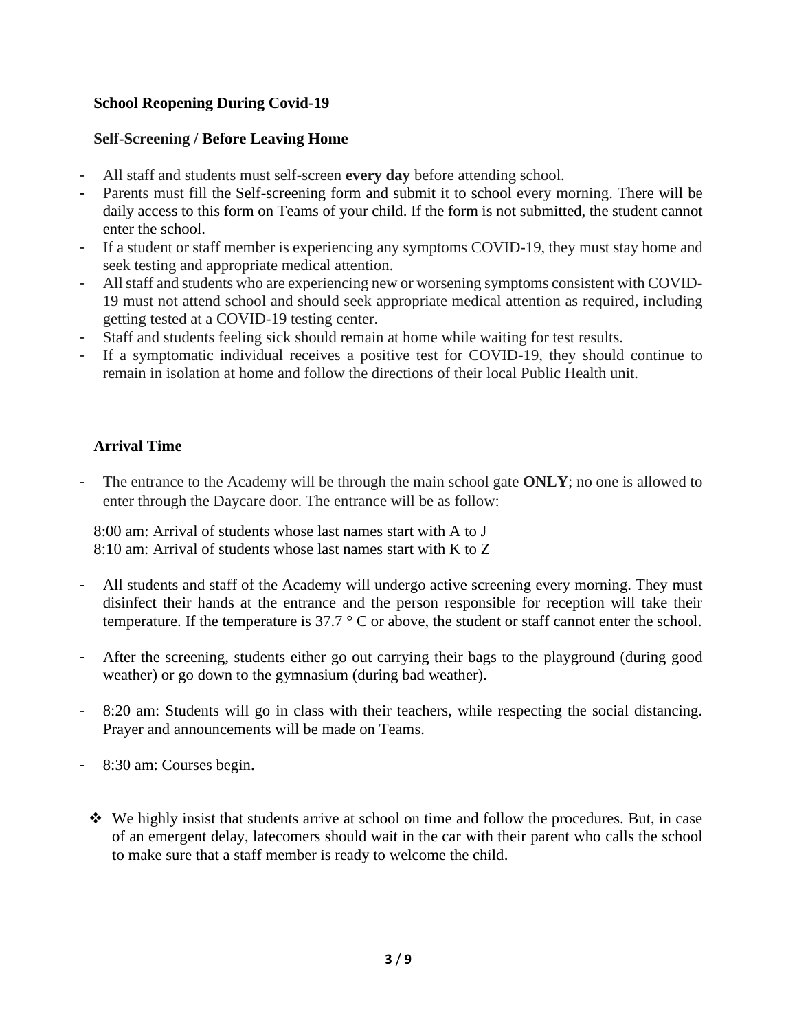## School Reopening During Covid-19

### Self-Screening / Before Leaving Home

- All staff and students must self-screen **every day** before attending school.
- Parents must fill the Self-screening form and submit it to school every morning. There will be daily access to this form on Teams of your child. If the form is not submitted, the student cannot enter the school.
- If a student or staff member is experiencing any symptoms COVID-19, they must stay home and seek testing and appropriate medical attention.
- All staff and students who are experiencing new or worsening symptoms consistent with COVID-19 must not attend school and should seek appropriate medical attention as required, including getting tested at a COVID-19 testing center.
- Staff and students feeling sick should remain at home while waiting for test results.
- If a symptomatic individual receives a positive test for COVID-19, they should continue to remain in isolation at home and follow the directions of their local Public Health unit.

### Arrival Time

- The entrance to the Academy will be through the main school gate **ONLY**; no one is allowed to enter through the Daycare door. The entrance will be as follow:

  8:00 am: Arrival of students whose last names start with A to J
  8:10 am: Arrival of students whose last names start with K to Z

- All students and staff of the Academy will undergo active screening every morning. They must disinfect their hands at the entrance and the person responsible for reception will take their temperature. If the temperature is 37.7 ° C or above, the student or staff cannot enter the school.

- After the screening, students either go out carrying their bags to the playground (during good weather) or go down to the gymnasium (during bad weather).

- 8:20 am: Students will go in class with their teachers, while respecting the social distancing. Prayer and announcements will be made on Teams.

- 8:30 am: Courses begin.

- ❖ We highly insist that students arrive at school on time and follow the procedures. But, in case of an emergent delay, latecomers should wait in the car with their parent who calls the school to make sure that a staff member is ready to welcome the child.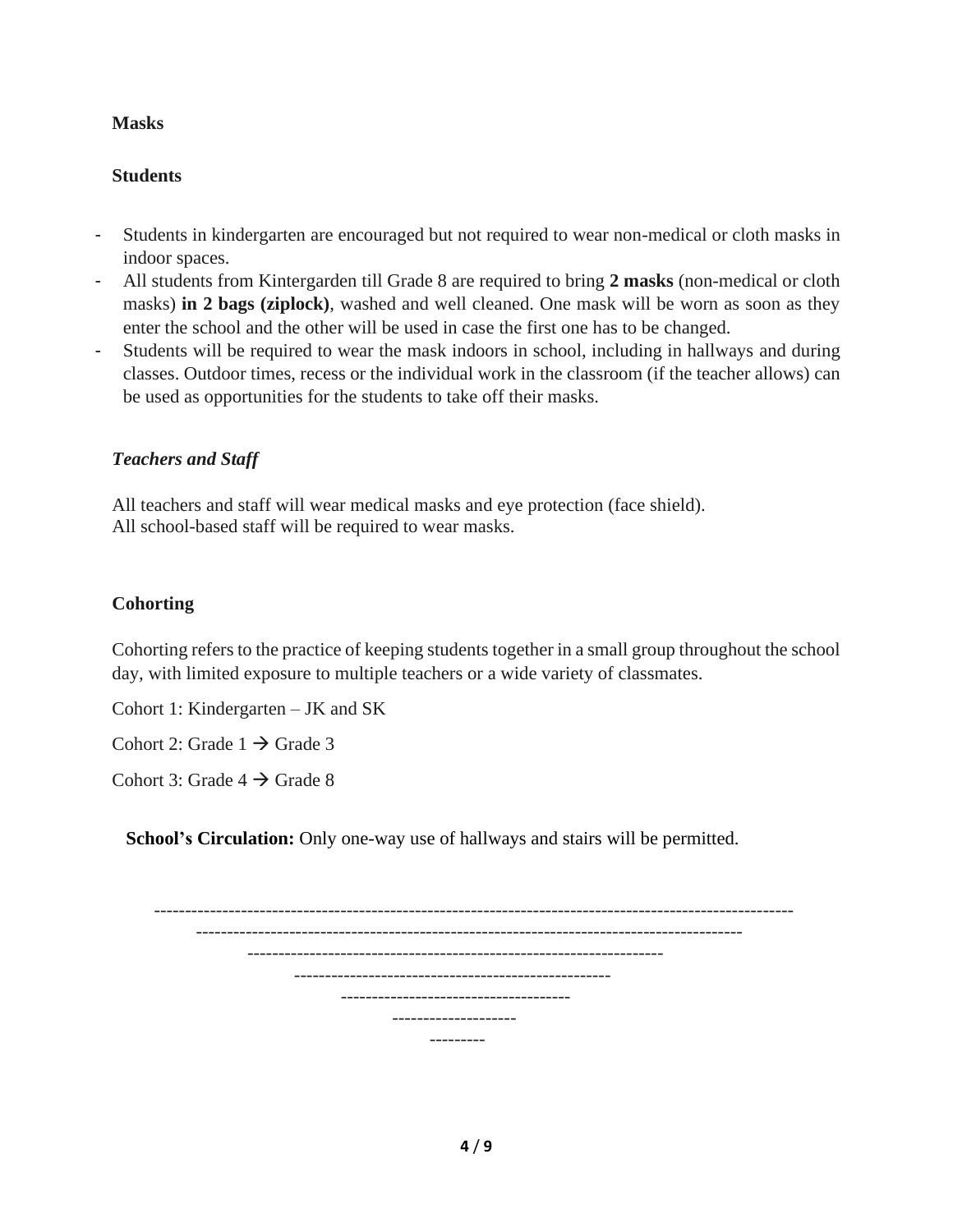**Masks**

**Students**

- Students in kindergarten are encouraged but not required to wear non-medical or cloth masks in indoor spaces.
- All students from Kintergarden till Grade 8 are required to bring **2 masks** (non-medical or cloth masks) **in 2 bags (ziplock)**, washed and well cleaned. One mask will be worn as soon as they enter the school and the other will be used in case the first one has to be changed.
- Students will be required to wear the mask indoors in school, including in hallways and during classes. Outdoor times, recess or the individual work in the classroom (if the teacher allows) can be used as opportunities for the students to take off their masks.

***Teachers and Staff***

All teachers and staff will wear medical masks and eye protection (face shield).
All school-based staff will be required to wear masks.

**Cohorting**

Cohorting refers to the practice of keeping students together in a small group throughout the school day, with limited exposure to multiple teachers or a wide variety of classmates.

Cohort 1: Kindergarten – JK and SK

Cohort 2: Grade 1 → Grade 3

Cohort 3: Grade 4 → Grade 8

**School's Circulation:** Only one-way use of hallways and stairs will be permitted.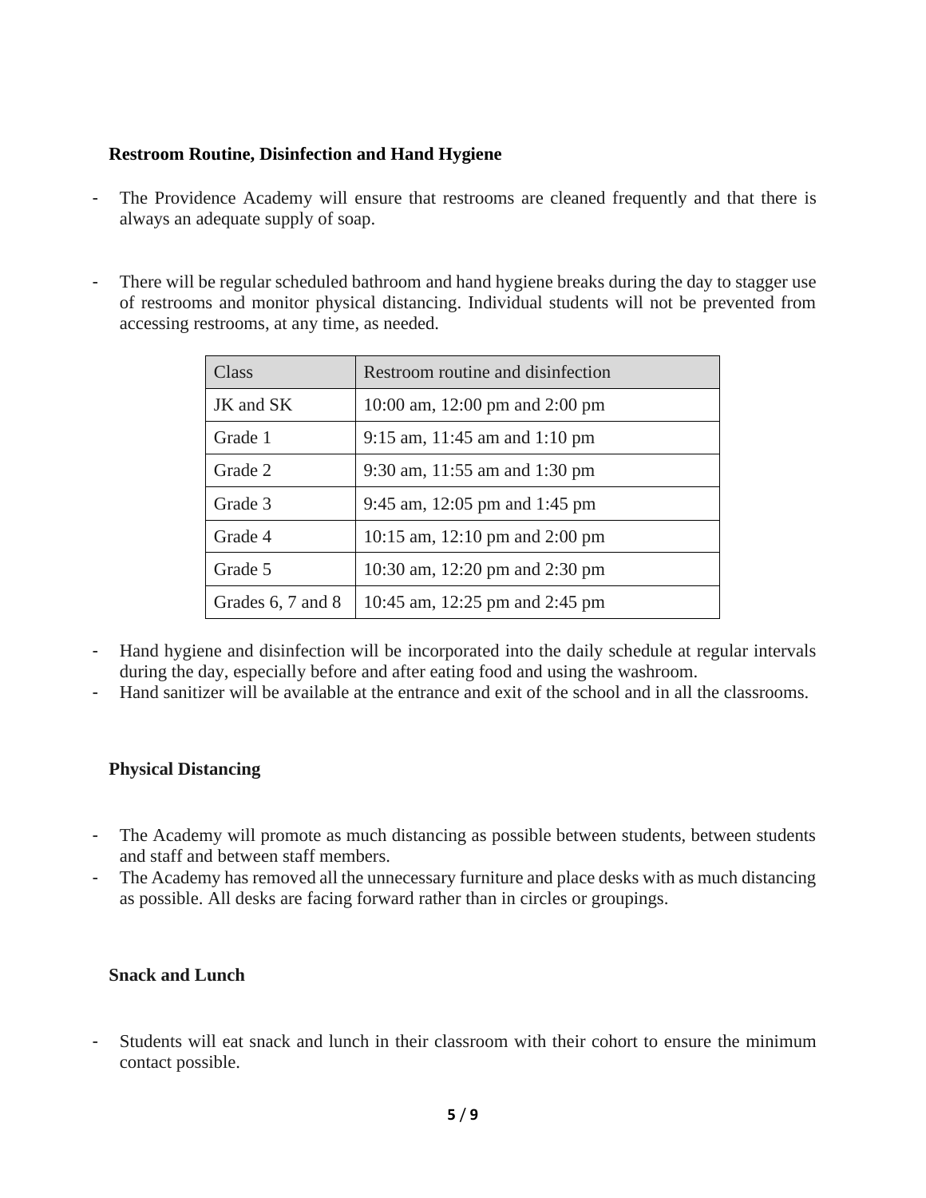### Restroom Routine, Disinfection and Hand Hygiene

- The Providence Academy will ensure that restrooms are cleaned frequently and that there is always an adequate supply of soap.

- There will be regular scheduled bathroom and hand hygiene breaks during the day to stagger use of restrooms and monitor physical distancing. Individual students will not be prevented from accessing restrooms, at any time, as needed.

| Class | Restroom routine and disinfection |
|---|---|
| JK and SK | 10:00 am, 12:00 pm and 2:00 pm |
| Grade 1 | 9:15 am, 11:45 am and 1:10 pm |
| Grade 2 | 9:30 am, 11:55 am and 1:30 pm |
| Grade 3 | 9:45 am, 12:05 pm and 1:45 pm |
| Grade 4 | 10:15 am, 12:10 pm and 2:00 pm |
| Grade 5 | 10:30 am, 12:20 pm and 2:30 pm |
| Grades 6, 7 and 8 | 10:45 am, 12:25 pm and 2:45 pm |

- Hand hygiene and disinfection will be incorporated into the daily schedule at regular intervals during the day, especially before and after eating food and using the washroom.
- Hand sanitizer will be available at the entrance and exit of the school and in all the classrooms.

### Physical Distancing

- The Academy will promote as much distancing as possible between students, between students and staff and between staff members.
- The Academy has removed all the unnecessary furniture and place desks with as much distancing as possible. All desks are facing forward rather than in circles or groupings.

### Snack and Lunch

- Students will eat snack and lunch in their classroom with their cohort to ensure the minimum contact possible.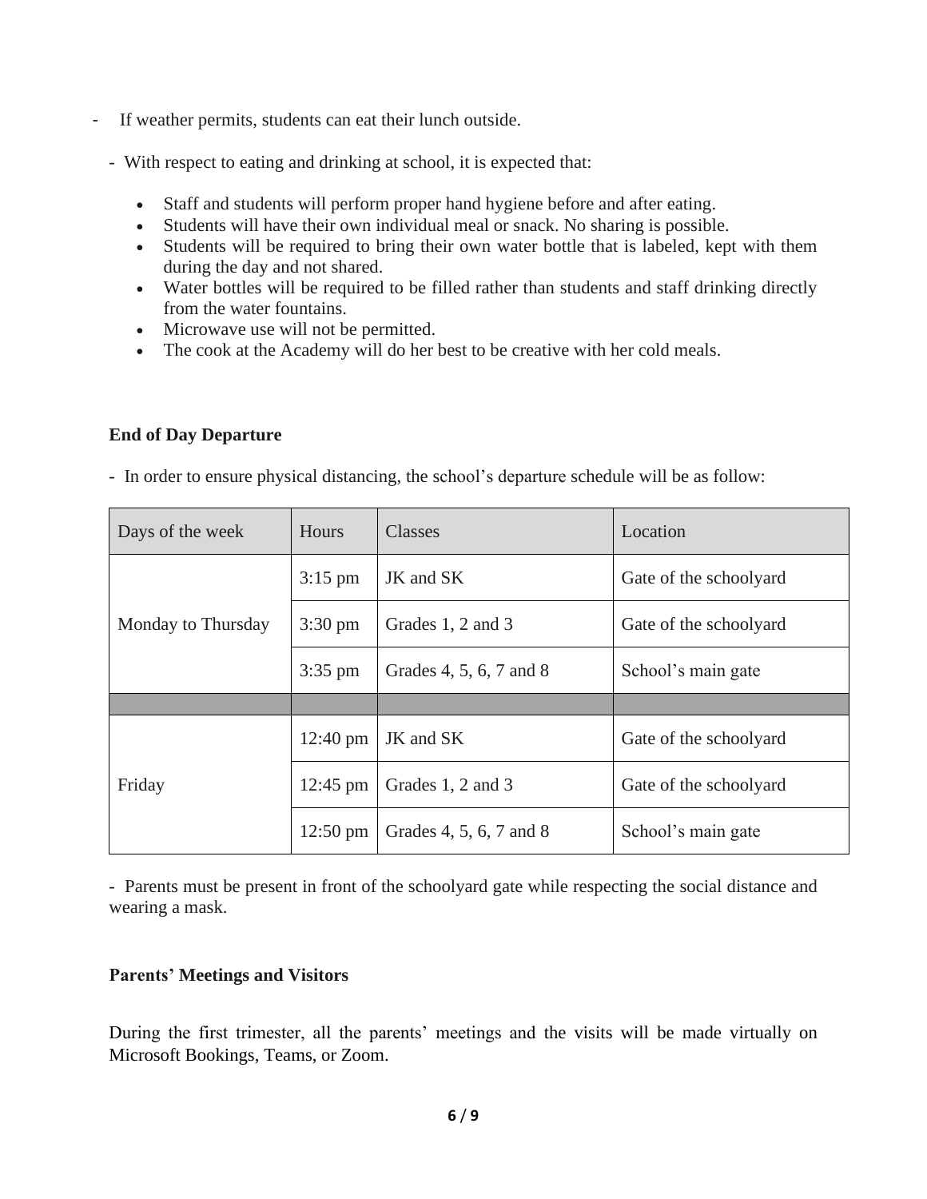- If weather permits, students can eat their lunch outside.

- With respect to eating and drinking at school, it is expected that:

  - Staff and students will perform proper hand hygiene before and after eating.
  - Students will have their own individual meal or snack. No sharing is possible.
  - Students will be required to bring their own water bottle that is labeled, kept with them during the day and not shared.
  - Water bottles will be required to be filled rather than students and staff drinking directly from the water fountains.
  - Microwave use will not be permitted.
  - The cook at the Academy will do her best to be creative with her cold meals.

**End of Day Departure**

- In order to ensure physical distancing, the school's departure schedule will be as follow:

| Days of the week | Hours | Classes | Location |
|---|---|---|---|
| Monday to Thursday | 3:15 pm | JK and SK | Gate of the schoolyard |
| | 3:30 pm | Grades 1, 2 and 3 | Gate of the schoolyard |
| | 3:35 pm | Grades 4, 5, 6, 7 and 8 | School's main gate |
| | | | |
| Friday | 12:40 pm | JK and SK | Gate of the schoolyard |
| | 12:45 pm | Grades 1, 2 and 3 | Gate of the schoolyard |
| | 12:50 pm | Grades 4, 5, 6, 7 and 8 | School's main gate |

- Parents must be present in front of the schoolyard gate while respecting the social distance and wearing a mask.

**Parents' Meetings and Visitors**

During the first trimester, all the parents' meetings and the visits will be made virtually on Microsoft Bookings, Teams, or Zoom.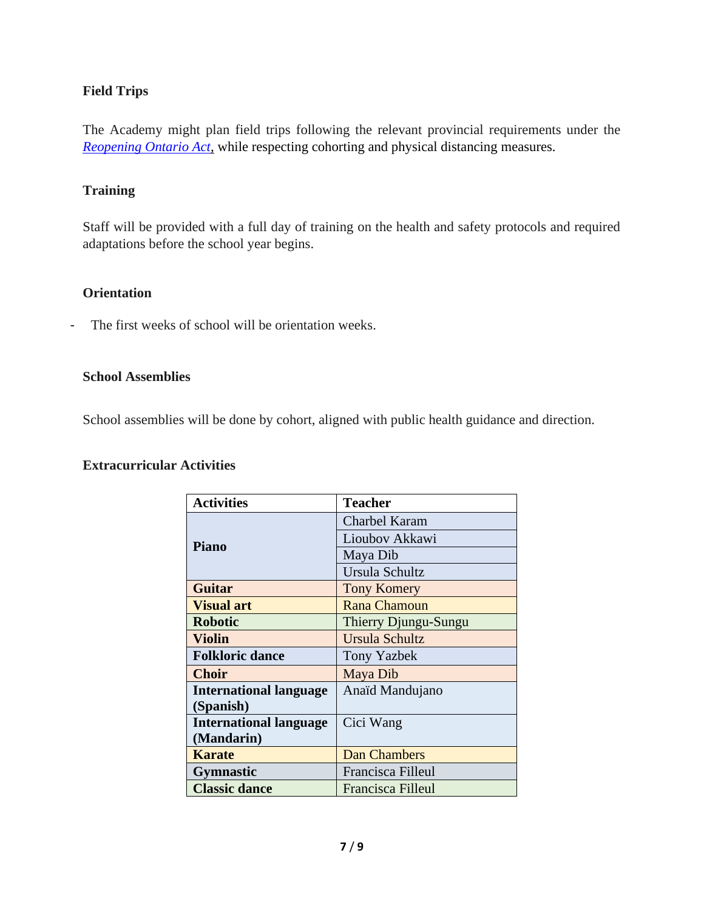### Field Trips

The Academy might plan field trips following the relevant provincial requirements under the *Reopening Ontario Act*, while respecting cohorting and physical distancing measures.

### Training

Staff will be provided with a full day of training on the health and safety protocols and required adaptations before the school year begins.

### Orientation

- The first weeks of school will be orientation weeks.

### School Assemblies

School assemblies will be done by cohort, aligned with public health guidance and direction.

### Extracurricular Activities

| Activities | Teacher |
| --- | --- |
| **Piano** | Charbel Karam |
| | Lioubov Akkawi |
| | Maya Dib |
| | Ursula Schultz |
| **Guitar** | Tony Komery |
| **Visual art** | Rana Chamoun |
| **Robotic** | Thierry Djungu-Sungu |
| **Violin** | Ursula Schultz |
| **Folkloric dance** | Tony Yazbek |
| **Choir** | Maya Dib |
| **International language (Spanish)** | Anaïd Mandujano |
| **International language (Mandarin)** | Cici Wang |
| **Karate** | Dan Chambers |
| **Gymnastic** | Francisca Filleul |
| **Classic dance** | Francisca Filleul |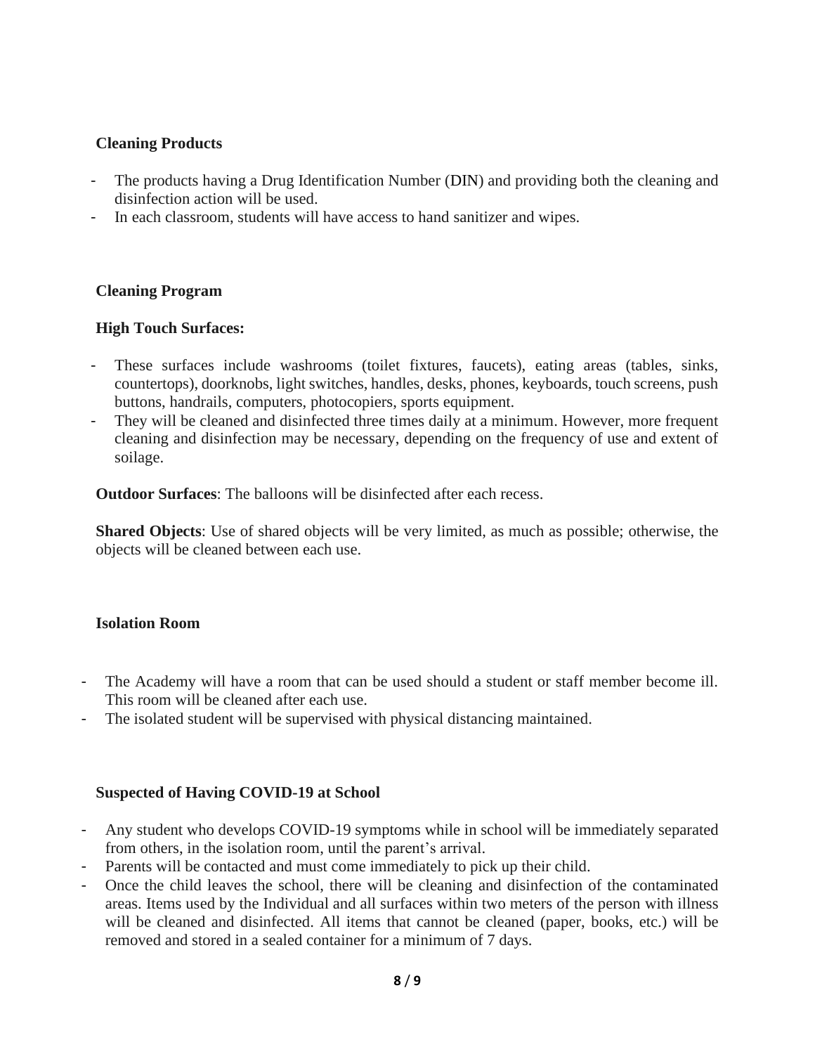**Cleaning Products**

- The products having a Drug Identification Number (DIN) and providing both the cleaning and disinfection action will be used.
- In each classroom, students will have access to hand sanitizer and wipes.

**Cleaning Program**

**High Touch Surfaces:**

- These surfaces include washrooms (toilet fixtures, faucets), eating areas (tables, sinks, countertops), doorknobs, light switches, handles, desks, phones, keyboards, touch screens, push buttons, handrails, computers, photocopiers, sports equipment.
- They will be cleaned and disinfected three times daily at a minimum. However, more frequent cleaning and disinfection may be necessary, depending on the frequency of use and extent of soilage.

**Outdoor Surfaces**: The balloons will be disinfected after each recess.

**Shared Objects**: Use of shared objects will be very limited, as much as possible; otherwise, the objects will be cleaned between each use.

**Isolation Room**

- The Academy will have a room that can be used should a student or staff member become ill. This room will be cleaned after each use.
- The isolated student will be supervised with physical distancing maintained.

**Suspected of Having COVID-19 at School**

- Any student who develops COVID-19 symptoms while in school will be immediately separated from others, in the isolation room, until the parent's arrival.
- Parents will be contacted and must come immediately to pick up their child.
- Once the child leaves the school, there will be cleaning and disinfection of the contaminated areas. Items used by the Individual and all surfaces within two meters of the person with illness will be cleaned and disinfected. All items that cannot be cleaned (paper, books, etc.) will be removed and stored in a sealed container for a minimum of 7 days.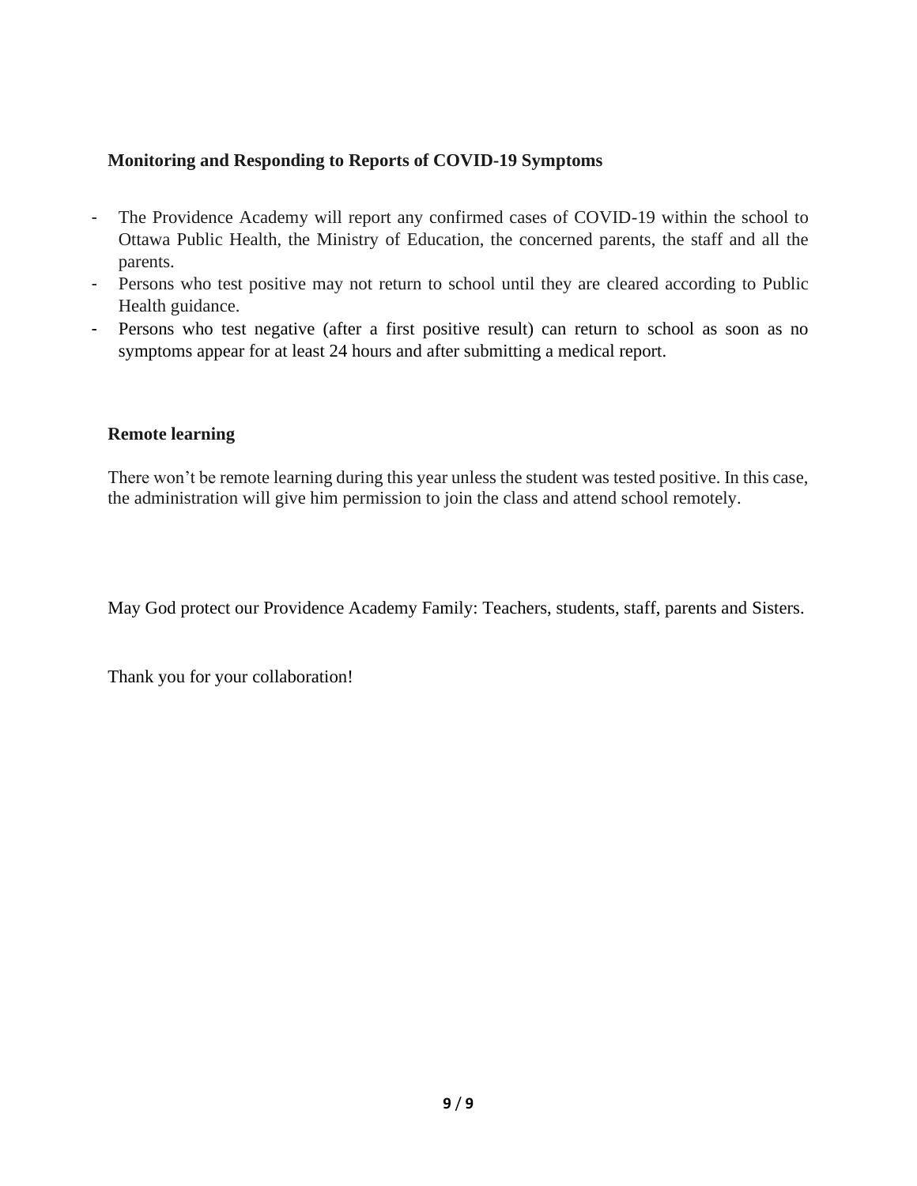**Monitoring and Responding to Reports of COVID-19 Symptoms**

- The Providence Academy will report any confirmed cases of COVID-19 within the school to Ottawa Public Health, the Ministry of Education, the concerned parents, the staff and all the parents.
- Persons who test positive may not return to school until they are cleared according to Public Health guidance.
- Persons who test negative (after a first positive result) can return to school as soon as no symptoms appear for at least 24 hours and after submitting a medical report.

**Remote learning**

There won't be remote learning during this year unless the student was tested positive. In this case, the administration will give him permission to join the class and attend school remotely.

May God protect our Providence Academy Family: Teachers, students, staff, parents and Sisters.

Thank you for your collaboration!